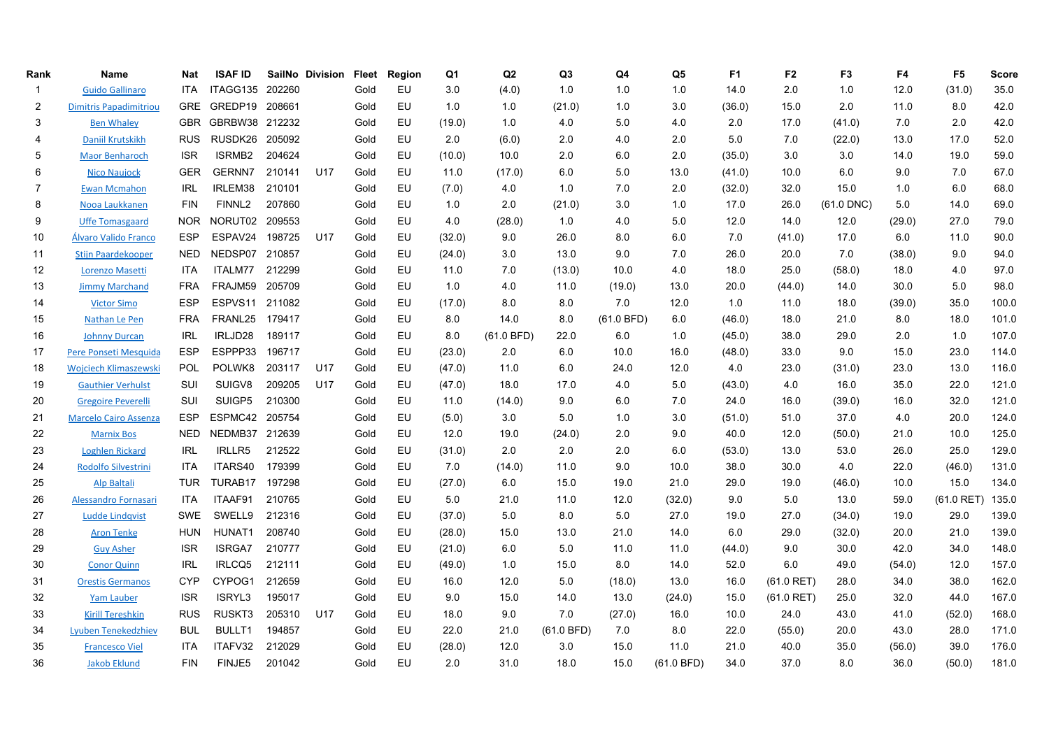| Rank | Name | Nat | ISAF ID | SailNo | Division | Fleet | Region | Q1 | Q2 | Q3 | Q4 | Q5 | F1 | F2 | F3 | F4 | F5 | Score |
|---|---|---|---|---|---|---|---|---|---|---|---|---|---|---|---|---|---|---|
| 1 | Guido Gallinaro | ITA | ITAGG135 | 202260 | | Gold | EU | 3.0 | (4.0) | 1.0 | 1.0 | 1.0 | 14.0 | 2.0 | 1.0 | 12.0 | (31.0) | 35.0 |
| 2 | Dimitris Papadimitriou | GRE | GREDP19 | 208661 | | Gold | EU | 1.0 | 1.0 | (21.0) | 1.0 | 3.0 | (36.0) | 15.0 | 2.0 | 11.0 | 8.0 | 42.0 |
| 3 | Ben Whaley | GBR | GBRBW38 | 212232 | | Gold | EU | (19.0) | 1.0 | 4.0 | 5.0 | 4.0 | 2.0 | 17.0 | (41.0) | 7.0 | 2.0 | 42.0 |
| 4 | Daniil Krutskikh | RUS | RUSDK26 | 205092 | | Gold | EU | 2.0 | (6.0) | 2.0 | 4.0 | 2.0 | 5.0 | 7.0 | (22.0) | 13.0 | 17.0 | 52.0 |
| 5 | Maor Benharoch | ISR | ISRMB2 | 204624 | | Gold | EU | (10.0) | 10.0 | 2.0 | 6.0 | 2.0 | (35.0) | 3.0 | 3.0 | 14.0 | 19.0 | 59.0 |
| 6 | Nico Naujock | GER | GERNN7 | 210141 | U17 | Gold | EU | 11.0 | (17.0) | 6.0 | 5.0 | 13.0 | (41.0) | 10.0 | 6.0 | 9.0 | 7.0 | 67.0 |
| 7 | Ewan Mcmahon | IRL | IRLEM38 | 210101 | | Gold | EU | (7.0) | 4.0 | 1.0 | 7.0 | 2.0 | (32.0) | 32.0 | 15.0 | 1.0 | 6.0 | 68.0 |
| 8 | Nooa Laukkanen | FIN | FINNL2 | 207860 | | Gold | EU | 1.0 | 2.0 | (21.0) | 3.0 | 1.0 | 17.0 | 26.0 | (61.0 DNC) | 5.0 | 14.0 | 69.0 |
| 9 | Uffe Tomasgaard | NOR | NORUT02 | 209553 | | Gold | EU | 4.0 | (28.0) | 1.0 | 4.0 | 5.0 | 12.0 | 14.0 | 12.0 | (29.0) | 27.0 | 79.0 |
| 10 | Álvaro Valido Franco | ESP | ESPAV24 | 198725 | U17 | Gold | EU | (32.0) | 9.0 | 26.0 | 8.0 | 6.0 | 7.0 | (41.0) | 17.0 | 6.0 | 11.0 | 90.0 |
| 11 | Stijn Paardekooper | NED | NEDSP07 | 210857 | | Gold | EU | (24.0) | 3.0 | 13.0 | 9.0 | 7.0 | 26.0 | 20.0 | 7.0 | (38.0) | 9.0 | 94.0 |
| 12 | Lorenzo Masetti | ITA | ITALM77 | 212299 | | Gold | EU | 11.0 | 7.0 | (13.0) | 10.0 | 4.0 | 18.0 | 25.0 | (58.0) | 18.0 | 4.0 | 97.0 |
| 13 | Jimmy Marchand | FRA | FRAJM59 | 205709 | | Gold | EU | 1.0 | 4.0 | 11.0 | (19.0) | 13.0 | 20.0 | (44.0) | 14.0 | 30.0 | 5.0 | 98.0 |
| 14 | Victor Simo | ESP | ESPVS11 | 211082 | | Gold | EU | (17.0) | 8.0 | 8.0 | 7.0 | 12.0 | 1.0 | 11.0 | 18.0 | (39.0) | 35.0 | 100.0 |
| 15 | Nathan Le Pen | FRA | FRANL25 | 179417 | | Gold | EU | 8.0 | 14.0 | 8.0 | (61.0 BFD) | 6.0 | (46.0) | 18.0 | 21.0 | 8.0 | 18.0 | 101.0 |
| 16 | Johnny Durcan | IRL | IRLJD28 | 189117 | | Gold | EU | 8.0 | (61.0 BFD) | 22.0 | 6.0 | 1.0 | (45.0) | 38.0 | 29.0 | 2.0 | 1.0 | 107.0 |
| 17 | Pere Ponseti Mesquida | ESP | ESPPP33 | 196717 | | Gold | EU | (23.0) | 2.0 | 6.0 | 10.0 | 16.0 | (48.0) | 33.0 | 9.0 | 15.0 | 23.0 | 114.0 |
| 18 | Wojciech Klimaszewski | POL | POLWK8 | 203117 | U17 | Gold | EU | (47.0) | 11.0 | 6.0 | 24.0 | 12.0 | 4.0 | 23.0 | (31.0) | 23.0 | 13.0 | 116.0 |
| 19 | Gauthier Verhulst | SUI | SUIGV8 | 209205 | U17 | Gold | EU | (47.0) | 18.0 | 17.0 | 4.0 | 5.0 | (43.0) | 4.0 | 16.0 | 35.0 | 22.0 | 121.0 |
| 20 | Gregoire Peverelli | SUI | SUIGP5 | 210300 | | Gold | EU | 11.0 | (14.0) | 9.0 | 6.0 | 7.0 | 24.0 | 16.0 | (39.0) | 16.0 | 32.0 | 121.0 |
| 21 | Marcelo Cairo Assenza | ESP | ESPMC42 | 205754 | | Gold | EU | (5.0) | 3.0 | 5.0 | 1.0 | 3.0 | (51.0) | 51.0 | 37.0 | 4.0 | 20.0 | 124.0 |
| 22 | Marnix Bos | NED | NEDMB37 | 212639 | | Gold | EU | 12.0 | 19.0 | (24.0) | 2.0 | 9.0 | 40.0 | 12.0 | (50.0) | 21.0 | 10.0 | 125.0 |
| 23 | Loghlen Rickard | IRL | IRLLR5 | 212522 | | Gold | EU | (31.0) | 2.0 | 2.0 | 2.0 | 6.0 | (53.0) | 13.0 | 53.0 | 26.0 | 25.0 | 129.0 |
| 24 | Rodolfo Silvestrini | ITA | ITARS40 | 179399 | | Gold | EU | 7.0 | (14.0) | 11.0 | 9.0 | 10.0 | 38.0 | 30.0 | 4.0 | 22.0 | (46.0) | 131.0 |
| 25 | Alp Baltali | TUR | TURAB17 | 197298 | | Gold | EU | (27.0) | 6.0 | 15.0 | 19.0 | 21.0 | 29.0 | 19.0 | (46.0) | 10.0 | 15.0 | 134.0 |
| 26 | Alessandro Fornasari | ITA | ITAAF91 | 210765 | | Gold | EU | 5.0 | 21.0 | 11.0 | 12.0 | (32.0) | 9.0 | 5.0 | 13.0 | 59.0 | (61.0 RET) | 135.0 |
| 27 | Ludde Lindqvist | SWE | SWELL9 | 212316 | | Gold | EU | (37.0) | 5.0 | 8.0 | 5.0 | 27.0 | 19.0 | 27.0 | (34.0) | 19.0 | 29.0 | 139.0 |
| 28 | Aron Tenke | HUN | HUNAT1 | 208740 | | Gold | EU | (28.0) | 15.0 | 13.0 | 21.0 | 14.0 | 6.0 | 29.0 | (32.0) | 20.0 | 21.0 | 139.0 |
| 29 | Guy Asher | ISR | ISRGA7 | 210777 | | Gold | EU | (21.0) | 6.0 | 5.0 | 11.0 | 11.0 | (44.0) | 9.0 | 30.0 | 42.0 | 34.0 | 148.0 |
| 30 | Conor Quinn | IRL | IRLCQ5 | 212111 | | Gold | EU | (49.0) | 1.0 | 15.0 | 8.0 | 14.0 | 52.0 | 6.0 | 49.0 | (54.0) | 12.0 | 157.0 |
| 31 | Orestis Germanos | CYP | CYPOG1 | 212659 | | Gold | EU | 16.0 | 12.0 | 5.0 | (18.0) | 13.0 | 16.0 | (61.0 RET) | 28.0 | 34.0 | 38.0 | 162.0 |
| 32 | Yam Lauber | ISR | ISRYL3 | 195017 | | Gold | EU | 9.0 | 15.0 | 14.0 | 13.0 | (24.0) | 15.0 | (61.0 RET) | 25.0 | 32.0 | 44.0 | 167.0 |
| 33 | Kirill Tereshkin | RUS | RUSKT3 | 205310 | U17 | Gold | EU | 18.0 | 9.0 | 7.0 | (27.0) | 16.0 | 10.0 | 24.0 | 43.0 | 41.0 | (52.0) | 168.0 |
| 34 | Lyuben Tenekedzhiev | BUL | BULLT1 | 194857 | | Gold | EU | 22.0 | 21.0 | (61.0 BFD) | 7.0 | 8.0 | 22.0 | (55.0) | 20.0 | 43.0 | 28.0 | 171.0 |
| 35 | Francesco Viel | ITA | ITAFV32 | 212029 | | Gold | EU | (28.0) | 12.0 | 3.0 | 15.0 | 11.0 | 21.0 | 40.0 | 35.0 | (56.0) | 39.0 | 176.0 |
| 36 | Jakob Eklund | FIN | FINJE5 | 201042 | | Gold | EU | 2.0 | 31.0 | 18.0 | 15.0 | (61.0 BFD) | 34.0 | 37.0 | 8.0 | 36.0 | (50.0) | 181.0 |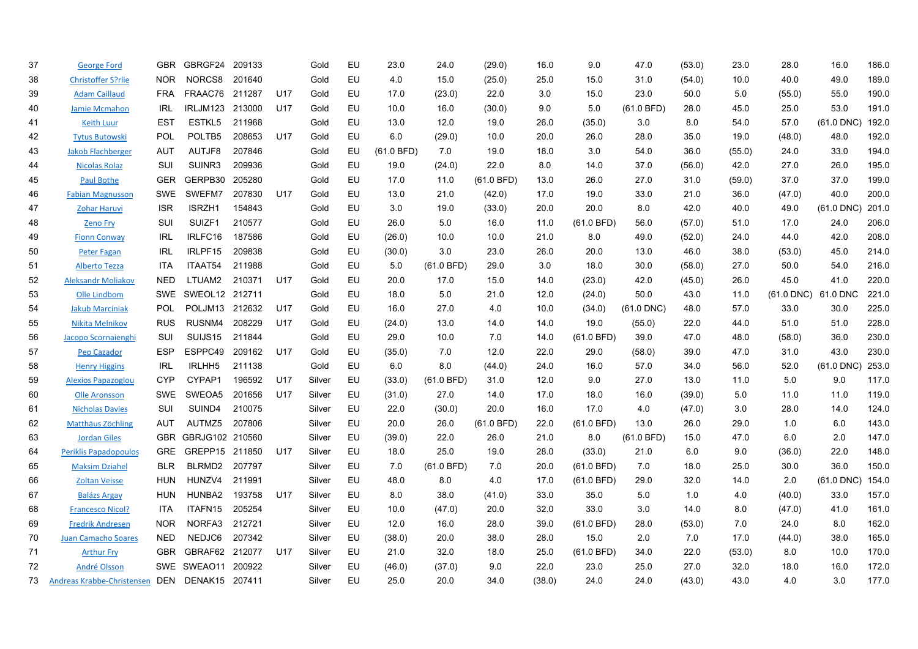| | | | | | | | | | | | | | | | | | | | |
|---|---|---|---|---|---|---|---|---|---|---|---|---|---|---|---|---|---|---|---|
| 37 | George Ford | GBR | GBRGF24 | 209133 | | Gold | EU | 23.0 | 24.0 | (29.0) | 16.0 | 9.0 | 47.0 | (53.0) | 23.0 | 28.0 | 16.0 | 186.0 |
| 38 | Christoffer S?rlie | NOR | NORCS8 | 201640 | | Gold | EU | 4.0 | 15.0 | (25.0) | 25.0 | 15.0 | 31.0 | (54.0) | 10.0 | 40.0 | 49.0 | 189.0 |
| 39 | Adam Caillaud | FRA | FRAAC76 | 211287 | U17 | Gold | EU | 17.0 | (23.0) | 22.0 | 3.0 | 15.0 | 23.0 | 50.0 | 5.0 | (55.0) | 55.0 | 190.0 |
| 40 | Jamie Mcmahon | IRL | IRLJM123 | 213000 | U17 | Gold | EU | 10.0 | 16.0 | (30.0) | 9.0 | 5.0 | (61.0 BFD) | 28.0 | 45.0 | 25.0 | 53.0 | 191.0 |
| 41 | Keith Luur | EST | ESTKL5 | 211968 | | Gold | EU | 13.0 | 12.0 | 19.0 | 26.0 | (35.0) | 3.0 | 8.0 | 54.0 | 57.0 | (61.0 DNC) | 192.0 |
| 42 | Tytus Butowski | POL | POLTB5 | 208653 | U17 | Gold | EU | 6.0 | (29.0) | 10.0 | 20.0 | 26.0 | 28.0 | 35.0 | 19.0 | (48.0) | 48.0 | 192.0 |
| 43 | Jakob Flachberger | AUT | AUTJF8 | 207846 | | Gold | EU | (61.0 BFD) | 7.0 | 19.0 | 18.0 | 3.0 | 54.0 | 36.0 | (55.0) | 24.0 | 33.0 | 194.0 |
| 44 | Nicolas Rolaz | SUI | SUINR3 | 209936 | | Gold | EU | 19.0 | (24.0) | 22.0 | 8.0 | 14.0 | 37.0 | (56.0) | 42.0 | 27.0 | 26.0 | 195.0 |
| 45 | Paul Bothe | GER | GERPB30 | 205280 | | Gold | EU | 17.0 | 11.0 | (61.0 BFD) | 13.0 | 26.0 | 27.0 | 31.0 | (59.0) | 37.0 | 37.0 | 199.0 |
| 46 | Fabian Magnusson | SWE | SWEFM7 | 207830 | U17 | Gold | EU | 13.0 | 21.0 | (42.0) | 17.0 | 19.0 | 33.0 | 21.0 | 36.0 | (47.0) | 40.0 | 200.0 |
| 47 | Zohar Haruvi | ISR | ISRZH1 | 154843 | | Gold | EU | 3.0 | 19.0 | (33.0) | 20.0 | 20.0 | 8.0 | 42.0 | 40.0 | 49.0 | (61.0 DNC) | 201.0 |
| 48 | Zeno Fry | SUI | SUIZF1 | 210577 | | Gold | EU | 26.0 | 5.0 | 16.0 | 11.0 | (61.0 BFD) | 56.0 | (57.0) | 51.0 | 17.0 | 24.0 | 206.0 |
| 49 | Fionn Conway | IRL | IRLFC16 | 187586 | | Gold | EU | (26.0) | 10.0 | 10.0 | 21.0 | 8.0 | 49.0 | (52.0) | 24.0 | 44.0 | 42.0 | 208.0 |
| 50 | Peter Fagan | IRL | IRLPF15 | 209838 | | Gold | EU | (30.0) | 3.0 | 23.0 | 26.0 | 20.0 | 13.0 | 46.0 | 38.0 | (53.0) | 45.0 | 214.0 |
| 51 | Alberto Tezza | ITA | ITAAT54 | 211988 | | Gold | EU | 5.0 | (61.0 BFD) | 29.0 | 3.0 | 18.0 | 30.0 | (58.0) | 27.0 | 50.0 | 54.0 | 216.0 |
| 52 | Aleksandr Moliakov | NED | LTUAM2 | 210371 | U17 | Gold | EU | 20.0 | 17.0 | 15.0 | 14.0 | (23.0) | 42.0 | (45.0) | 26.0 | 45.0 | 41.0 | 220.0 |
| 53 | Olle Lindbom | SWE | SWEOL12 | 212711 | | Gold | EU | 18.0 | 5.0 | 21.0 | 12.0 | (24.0) | 50.0 | 43.0 | 11.0 | (61.0 DNC) | 61.0 DNC | 221.0 |
| 54 | Jakub Marciniak | POL | POLJM13 | 212632 | U17 | Gold | EU | 16.0 | 27.0 | 4.0 | 10.0 | (34.0) | (61.0 DNC) | 48.0 | 57.0 | 33.0 | 30.0 | 225.0 |
| 55 | Nikita Melnikov | RUS | RUSNM4 | 208229 | U17 | Gold | EU | (24.0) | 13.0 | 14.0 | 14.0 | 19.0 | (55.0) | 22.0 | 44.0 | 51.0 | 51.0 | 228.0 |
| 56 | Jacopo Scornaienghi | SUI | SUIJS15 | 211844 | | Gold | EU | 29.0 | 10.0 | 7.0 | 14.0 | (61.0 BFD) | 39.0 | 47.0 | 48.0 | (58.0) | 36.0 | 230.0 |
| 57 | Pep Cazador | ESP | ESPPC49 | 209162 | U17 | Gold | EU | (35.0) | 7.0 | 12.0 | 22.0 | 29.0 | (58.0) | 39.0 | 47.0 | 31.0 | 43.0 | 230.0 |
| 58 | Henry Higgins | IRL | IRLHH5 | 211138 | | Gold | EU | 6.0 | 8.0 | (44.0) | 24.0 | 16.0 | 57.0 | 34.0 | 56.0 | 52.0 | (61.0 DNC) | 253.0 |
| 59 | Alexios Papazoglou | CYP | CYPAP1 | 196592 | U17 | Silver | EU | (33.0) | (61.0 BFD) | 31.0 | 12.0 | 9.0 | 27.0 | 13.0 | 11.0 | 5.0 | 9.0 | 117.0 |
| 60 | Olle Aronsson | SWE | SWEOA5 | 201656 | U17 | Silver | EU | (31.0) | 27.0 | 14.0 | 17.0 | 18.0 | 16.0 | (39.0) | 5.0 | 11.0 | 11.0 | 119.0 |
| 61 | Nicholas Davies | SUI | SUIND4 | 210075 | | Silver | EU | 22.0 | (30.0) | 20.0 | 16.0 | 17.0 | 4.0 | (47.0) | 3.0 | 28.0 | 14.0 | 124.0 |
| 62 | Matthäus Zöchling | AUT | AUTMZ5 | 207806 | | Silver | EU | 20.0 | 26.0 | (61.0 BFD) | 22.0 | (61.0 BFD) | 13.0 | 26.0 | 29.0 | 1.0 | 6.0 | 143.0 |
| 63 | Jordan Giles | GBR | GBRJG102 | 210560 | | Silver | EU | (39.0) | 22.0 | 26.0 | 21.0 | 8.0 | (61.0 BFD) | 15.0 | 47.0 | 6.0 | 2.0 | 147.0 |
| 64 | Periklis Papadopoulos | GRE | GREPP15 | 211850 | U17 | Silver | EU | 18.0 | 25.0 | 19.0 | 28.0 | (33.0) | 21.0 | 6.0 | 9.0 | (36.0) | 22.0 | 148.0 |
| 65 | Maksim Dziahel | BLR | BLRMD2 | 207797 | | Silver | EU | 7.0 | (61.0 BFD) | 7.0 | 20.0 | (61.0 BFD) | 7.0 | 18.0 | 25.0 | 30.0 | 36.0 | 150.0 |
| 66 | Zoltan Veisse | HUN | HUNZV4 | 211991 | | Silver | EU | 48.0 | 8.0 | 4.0 | 17.0 | (61.0 BFD) | 29.0 | 32.0 | 14.0 | 2.0 | (61.0 DNC) | 154.0 |
| 67 | Balázs Argay | HUN | HUNBA2 | 193758 | U17 | Silver | EU | 8.0 | 38.0 | (41.0) | 33.0 | 35.0 | 5.0 | 1.0 | 4.0 | (40.0) | 33.0 | 157.0 |
| 68 | Francesco Nicol? | ITA | ITAFN15 | 205254 | | Silver | EU | 10.0 | (47.0) | 20.0 | 32.0 | 33.0 | 3.0 | 14.0 | 8.0 | (47.0) | 41.0 | 161.0 |
| 69 | Fredrik Andresen | NOR | NORFA3 | 212721 | | Silver | EU | 12.0 | 16.0 | 28.0 | 39.0 | (61.0 BFD) | 28.0 | (53.0) | 7.0 | 24.0 | 8.0 | 162.0 |
| 70 | Juan Camacho Soares | NED | NEDJC6 | 207342 | | Silver | EU | (38.0) | 20.0 | 38.0 | 28.0 | 15.0 | 2.0 | 7.0 | 17.0 | (44.0) | 38.0 | 165.0 |
| 71 | Arthur Fry | GBR | GBRAF62 | 212077 | U17 | Silver | EU | 21.0 | 32.0 | 18.0 | 25.0 | (61.0 BFD) | 34.0 | 22.0 | (53.0) | 8.0 | 10.0 | 170.0 |
| 72 | André Olsson | SWE | SWEAO11 | 200922 | | Silver | EU | (46.0) | (37.0) | 9.0 | 22.0 | 23.0 | 25.0 | 27.0 | 32.0 | 18.0 | 16.0 | 172.0 |
| 73 | Andreas Krabbe-Christensen | DEN | DENAK15 | 207411 | | Silver | EU | 25.0 | 20.0 | 34.0 | (38.0) | 24.0 | 24.0 | (43.0) | 43.0 | 4.0 | 3.0 | 177.0 |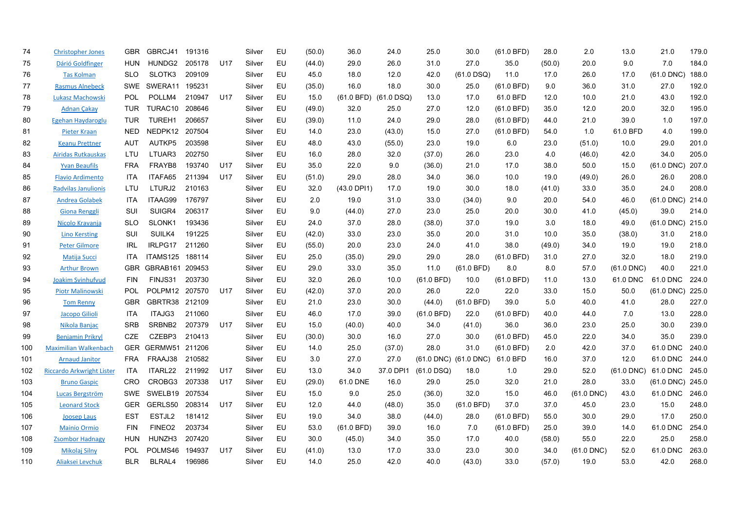| 74 | Christopher Jones | GBR | GBRCJ41 | 191316 | | Silver | EU | (50.0) | 36.0 | 24.0 | 25.0 | 30.0 | (61.0 BFD) | 28.0 | 2.0 | 13.0 | 21.0 | 179.0 |
|---|---|---|---|---|---|---|---|---|---|---|---|---|---|---|---|---|---|---|
| 75 | Dárió Goldfinger | HUN | HUNDG2 | 205178 | U17 | Silver | EU | (44.0) | 29.0 | 26.0 | 31.0 | 27.0 | 35.0 | (50.0) | 20.0 | 9.0 | 7.0 | 184.0 |
| 76 | Tas Kolman | SLO | SLOTK3 | 209109 | | Silver | EU | 45.0 | 18.0 | 12.0 | 42.0 | (61.0 DSQ) | 11.0 | 17.0 | 26.0 | 17.0 | (61.0 DNC) | 188.0 |
| 77 | Rasmus Alnebeck | SWE | SWERA11 | 195231 | | Silver | EU | (35.0) | 16.0 | 18.0 | 30.0 | 25.0 | (61.0 BFD) | 9.0 | 36.0 | 31.0 | 27.0 | 192.0 |
| 78 | Lukasz Machowski | POL | POLLM4 | 210947 | U17 | Silver | EU | 15.0 | (61.0 BFD) | (61.0 DSQ) | 13.0 | 17.0 | 61.0 BFD | 12.0 | 10.0 | 21.0 | 43.0 | 192.0 |
| 79 | Adnan Çakay | TUR | TURAC10 | 208646 | | Silver | EU | (49.0) | 32.0 | 25.0 | 27.0 | 12.0 | (61.0 BFD) | 35.0 | 12.0 | 20.0 | 32.0 | 195.0 |
| 80 | Egehan Haydaroglu | TUR | TUREH1 | 206657 | | Silver | EU | (39.0) | 11.0 | 24.0 | 29.0 | 28.0 | (61.0 BFD) | 44.0 | 21.0 | 39.0 | 1.0 | 197.0 |
| 81 | Pieter Kraan | NED | NEDPK12 | 207504 | | Silver | EU | 14.0 | 23.0 | (43.0) | 15.0 | 27.0 | (61.0 BFD) | 54.0 | 1.0 | 61.0 BFD | 4.0 | 199.0 |
| 82 | Keanu Prettner | AUT | AUTKP5 | 203598 | | Silver | EU | 48.0 | 43.0 | (55.0) | 23.0 | 19.0 | 6.0 | 23.0 | (51.0) | 10.0 | 29.0 | 201.0 |
| 83 | Airidas Rutkauskas | LTU | LTUAR3 | 202750 | | Silver | EU | 16.0 | 28.0 | 32.0 | (37.0) | 26.0 | 23.0 | 4.0 | (46.0) | 42.0 | 34.0 | 205.0 |
| 84 | Yvan Beaufils | FRA | FRAYB8 | 193740 | U17 | Silver | EU | 35.0 | 22.0 | 9.0 | (36.0) | 21.0 | 17.0 | 38.0 | 50.0 | 15.0 | (61.0 DNC) | 207.0 |
| 85 | Flavio Ardimento | ITA | ITAFA65 | 211394 | U17 | Silver | EU | (51.0) | 29.0 | 28.0 | 34.0 | 36.0 | 10.0 | 19.0 | (49.0) | 26.0 | 26.0 | 208.0 |
| 86 | Radvilas Janulionis | LTU | LTURJ2 | 210163 | | Silver | EU | 32.0 | (43.0 DPI1) | 17.0 | 19.0 | 30.0 | 18.0 | (41.0) | 33.0 | 35.0 | 24.0 | 208.0 |
| 87 | Andrea Golabek | ITA | ITAAG99 | 176797 | | Silver | EU | 2.0 | 19.0 | 31.0 | 33.0 | (34.0) | 9.0 | 20.0 | 54.0 | 46.0 | (61.0 DNC) | 214.0 |
| 88 | Giona Renggli | SUI | SUIGR4 | 206317 | | Silver | EU | 9.0 | (44.0) | 27.0 | 23.0 | 25.0 | 20.0 | 30.0 | 41.0 | (45.0) | 39.0 | 214.0 |
| 89 | Nicolo Kravanja | SLO | SLONK1 | 193436 | | Silver | EU | 24.0 | 37.0 | 28.0 | (38.0) | 37.0 | 19.0 | 3.0 | 18.0 | 49.0 | (61.0 DNC) | 215.0 |
| 90 | Lino Kersting | SUI | SUILK4 | 191225 | | Silver | EU | (42.0) | 33.0 | 23.0 | 35.0 | 20.0 | 31.0 | 10.0 | 35.0 | (38.0) | 31.0 | 218.0 |
| 91 | Peter Gilmore | IRL | IRLPG17 | 211260 | | Silver | EU | (55.0) | 20.0 | 23.0 | 24.0 | 41.0 | 38.0 | (49.0) | 34.0 | 19.0 | 19.0 | 218.0 |
| 92 | Matija Succi | ITA | ITAMS125 | 188114 | | Silver | EU | 25.0 | (35.0) | 29.0 | 29.0 | 28.0 | (61.0 BFD) | 31.0 | 27.0 | 32.0 | 18.0 | 219.0 |
| 93 | Arthur Brown | GBR | GBRAB161 | 209453 | | Silver | EU | 29.0 | 33.0 | 35.0 | 11.0 | (61.0 BFD) | 8.0 | 8.0 | 57.0 | (61.0 DNC) | 40.0 | 221.0 |
| 94 | Joakim Svinhufvud | FIN | FINJS31 | 203730 | | Silver | EU | 32.0 | 26.0 | 10.0 | (61.0 BFD) | 10.0 | (61.0 BFD) | 11.0 | 13.0 | 61.0 DNC | 61.0 DNC | 224.0 |
| 95 | Piotr Malinowski | POL | POLPM12 | 207570 | U17 | Silver | EU | (42.0) | 37.0 | 20.0 | 26.0 | 22.0 | 22.0 | 33.0 | 15.0 | 50.0 | (61.0 DNC) | 225.0 |
| 96 | Tom Renny | GBR | GBRTR38 | 212109 | | Silver | EU | 21.0 | 23.0 | 30.0 | (44.0) | (61.0 BFD) | 39.0 | 5.0 | 40.0 | 41.0 | 28.0 | 227.0 |
| 97 | Jacopo Gilioli | ITA | ITAJG3 | 211060 | | Silver | EU | 46.0 | 17.0 | 39.0 | (61.0 BFD) | 22.0 | (61.0 BFD) | 40.0 | 44.0 | 7.0 | 13.0 | 228.0 |
| 98 | Nikola Banjac | SRB | SRBNB2 | 207379 | U17 | Silver | EU | 15.0 | (40.0) | 40.0 | 34.0 | (41.0) | 36.0 | 36.0 | 23.0 | 25.0 | 30.0 | 239.0 |
| 99 | Benjamin Prikryl | CZE | CZEBP3 | 210413 | | Silver | EU | (30.0) | 30.0 | 16.0 | 27.0 | 30.0 | (61.0 BFD) | 45.0 | 22.0 | 34.0 | 35.0 | 239.0 |
| 100 | Maximilian Walkenbach | GER | GERMW51 | 211206 | | Silver | EU | 14.0 | 25.0 | (37.0) | 28.0 | 31.0 | (61.0 BFD) | 2.0 | 42.0 | 37.0 | 61.0 DNC | 240.0 |
| 101 | Arnaud Janitor | FRA | FRAAJ38 | 210582 | | Silver | EU | 3.0 | 27.0 | 27.0 | (61.0 DNC) | (61.0 DNC) | 61.0 BFD | 16.0 | 37.0 | 12.0 | 61.0 DNC | 244.0 |
| 102 | Riccardo Arkwright Lister | ITA | ITARL22 | 211992 | U17 | Silver | EU | 13.0 | 34.0 | 37.0 DPI1 | (61.0 DSQ) | 18.0 | 1.0 | 29.0 | 52.0 | (61.0 DNC) | 61.0 DNC | 245.0 |
| 103 | Bruno Gaspic | CRO | CROBG3 | 207338 | U17 | Silver | EU | (29.0) | 61.0 DNE | 16.0 | 29.0 | 25.0 | 32.0 | 21.0 | 28.0 | 33.0 | (61.0 DNC) | 245.0 |
| 104 | Lucas Bergström | SWE | SWELB19 | 207534 | | Silver | EU | 15.0 | 9.0 | 25.0 | (36.0) | 32.0 | 15.0 | 46.0 | (61.0 DNC) | 43.0 | 61.0 DNC | 246.0 |
| 105 | Leonard Stock | GER | GERLS50 | 208314 | U17 | Silver | EU | 12.0 | 44.0 | (48.0) | 35.0 | (61.0 BFD) | 37.0 | 37.0 | 45.0 | 23.0 | 15.0 | 248.0 |
| 106 | Joosep Laus | EST | ESTJL2 | 181412 | | Silver | EU | 19.0 | 34.0 | 38.0 | (44.0) | 28.0 | (61.0 BFD) | 55.0 | 30.0 | 29.0 | 17.0 | 250.0 |
| 107 | Mainio Ormio | FIN | FINEO2 | 203734 | | Silver | EU | 53.0 | (61.0 BFD) | 39.0 | 16.0 | 7.0 | (61.0 BFD) | 25.0 | 39.0 | 14.0 | 61.0 DNC | 254.0 |
| 108 | Zsombor Hadnagy | HUN | HUNZH3 | 207420 | | Silver | EU | 30.0 | (45.0) | 34.0 | 35.0 | 17.0 | 40.0 | (58.0) | 55.0 | 22.0 | 25.0 | 258.0 |
| 109 | Mikolaj Silny | POL | POLMS46 | 194937 | U17 | Silver | EU | (41.0) | 13.0 | 17.0 | 33.0 | 23.0 | 30.0 | 34.0 | (61.0 DNC) | 52.0 | 61.0 DNC | 263.0 |
| 110 | Aliaksei Levchuk | BLR | BLRAL4 | 196986 | | Silver | EU | 14.0 | 25.0 | 42.0 | 40.0 | (43.0) | 33.0 | (57.0) | 19.0 | 53.0 | 42.0 | 268.0 |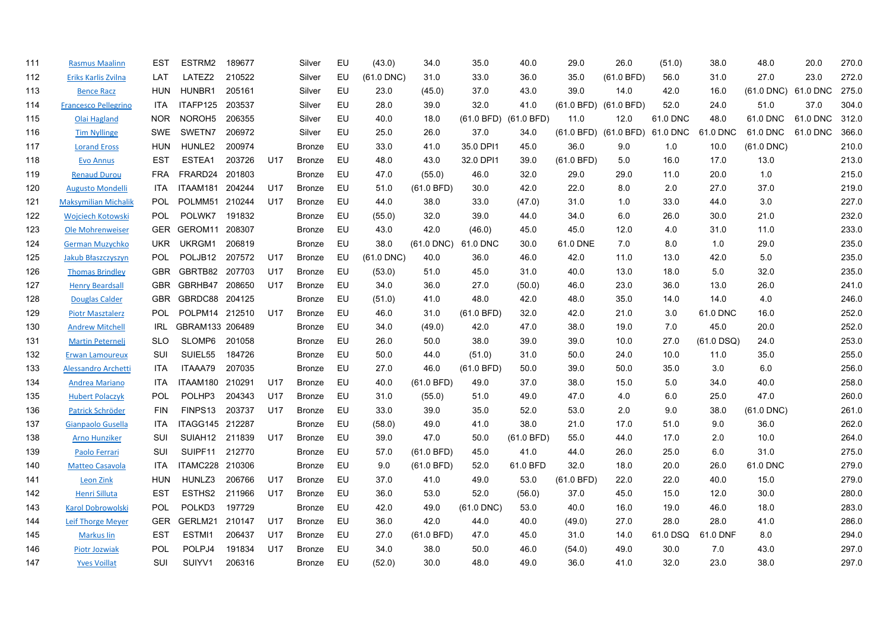| | | | | | | | | | | | | | | | | | | |
|---|---|---|---|---|---|---|---|---|---|---|---|---|---|---|---|---|---|---|
| 111 | Rasmus Maalinn | EST | ESTRM2 | 189677 | | Silver | EU | (43.0) | 34.0 | 35.0 | 40.0 | 29.0 | 26.0 | (51.0) | 38.0 | 48.0 | 20.0 | 270.0 |
| 112 | Eriks Karlis Zvilna | LAT | LATEZ2 | 210522 | | Silver | EU | (61.0 DNC) | 31.0 | 33.0 | 36.0 | 35.0 | (61.0 BFD) | 56.0 | 31.0 | 27.0 | 23.0 | 272.0 |
| 113 | Bence Racz | HUN | HUNBR1 | 205161 | | Silver | EU | 23.0 | (45.0) | 37.0 | 43.0 | 39.0 | 14.0 | 42.0 | 16.0 | (61.0 DNC) | 61.0 DNC | 275.0 |
| 114 | Francesco Pellegrino | ITA | ITAFP125 | 203537 | | Silver | EU | 28.0 | 39.0 | 32.0 | 41.0 | (61.0 BFD) | (61.0 BFD) | 52.0 | 24.0 | 51.0 | 37.0 | 304.0 |
| 115 | Olai Hagland | NOR | NOROH5 | 206355 | | Silver | EU | 40.0 | 18.0 | (61.0 BFD) | (61.0 BFD) | 11.0 | 12.0 | 61.0 DNC | 48.0 | 61.0 DNC | 61.0 DNC | 312.0 |
| 116 | Tim Nyllinge | SWE | SWETN7 | 206972 | | Silver | EU | 25.0 | 26.0 | 37.0 | 34.0 | (61.0 BFD) | (61.0 BFD) | 61.0 DNC | 61.0 DNC | 61.0 DNC | 61.0 DNC | 366.0 |
| 117 | Lorand Eross | HUN | HUNLE2 | 200974 | | Bronze | EU | 33.0 | 41.0 | 35.0 DPI1 | 45.0 | 36.0 | 9.0 | 1.0 | 10.0 | (61.0 DNC) | | 210.0 |
| 118 | Evo Annus | EST | ESTEA1 | 203726 | U17 | Bronze | EU | 48.0 | 43.0 | 32.0 DPI1 | 39.0 | (61.0 BFD) | 5.0 | 16.0 | 17.0 | 13.0 | | 213.0 |
| 119 | Renaud Durou | FRA | FRARD24 | 201803 | | Bronze | EU | 47.0 | (55.0) | 46.0 | 32.0 | 29.0 | 29.0 | 11.0 | 20.0 | 1.0 | | 215.0 |
| 120 | Augusto Mondelli | ITA | ITAAM181 | 204244 | U17 | Bronze | EU | 51.0 | (61.0 BFD) | 30.0 | 42.0 | 22.0 | 8.0 | 2.0 | 27.0 | 37.0 | | 219.0 |
| 121 | Maksymilian Michalik | POL | POLMM51 | 210244 | U17 | Bronze | EU | 44.0 | 38.0 | 33.0 | (47.0) | 31.0 | 1.0 | 33.0 | 44.0 | 3.0 | | 227.0 |
| 122 | Wojciech Kotowski | POL | POLWK7 | 191832 | | Bronze | EU | (55.0) | 32.0 | 39.0 | 44.0 | 34.0 | 6.0 | 26.0 | 30.0 | 21.0 | | 232.0 |
| 123 | Ole Mohrenweiser | GER | GEROM11 | 208307 | | Bronze | EU | 43.0 | 42.0 | (46.0) | 45.0 | 45.0 | 12.0 | 4.0 | 31.0 | 11.0 | | 233.0 |
| 124 | German Muzychko | UKR | UKRGM1 | 206819 | | Bronze | EU | 38.0 | (61.0 DNC) | 61.0 DNC | 30.0 | 61.0 DNE | 7.0 | 8.0 | 1.0 | 29.0 | | 235.0 |
| 125 | Jakub Błaszczyszyn | POL | POLJB12 | 207572 | U17 | Bronze | EU | (61.0 DNC) | 40.0 | 36.0 | 46.0 | 42.0 | 11.0 | 13.0 | 42.0 | 5.0 | | 235.0 |
| 126 | Thomas Brindley | GBR | GBRTB82 | 207703 | U17 | Bronze | EU | (53.0) | 51.0 | 45.0 | 31.0 | 40.0 | 13.0 | 18.0 | 5.0 | 32.0 | | 235.0 |
| 127 | Henry Beardsall | GBR | GBRHB47 | 208650 | U17 | Bronze | EU | 34.0 | 36.0 | 27.0 | (50.0) | 46.0 | 23.0 | 36.0 | 13.0 | 26.0 | | 241.0 |
| 128 | Douglas Calder | GBR | GBRDC88 | 204125 | | Bronze | EU | (51.0) | 41.0 | 48.0 | 42.0 | 48.0 | 35.0 | 14.0 | 14.0 | 4.0 | | 246.0 |
| 129 | Piotr Masztalerz | POL | POLPM14 | 212510 | U17 | Bronze | EU | 46.0 | 31.0 | (61.0 BFD) | 32.0 | 42.0 | 21.0 | 3.0 | 61.0 DNC | 16.0 | | 252.0 |
| 130 | Andrew Mitchell | IRL | GBRAM133 | 206489 | | Bronze | EU | 34.0 | (49.0) | 42.0 | 47.0 | 38.0 | 19.0 | 7.0 | 45.0 | 20.0 | | 252.0 |
| 131 | Martin Peternelj | SLO | SLOMP6 | 201058 | | Bronze | EU | 26.0 | 50.0 | 38.0 | 39.0 | 39.0 | 10.0 | 27.0 | (61.0 DSQ) | 24.0 | | 253.0 |
| 132 | Erwan Lamoureux | SUI | SUIEL55 | 184726 | | Bronze | EU | 50.0 | 44.0 | (51.0) | 31.0 | 50.0 | 24.0 | 10.0 | 11.0 | 35.0 | | 255.0 |
| 133 | Alessandro Archetti | ITA | ITAAA79 | 207035 | | Bronze | EU | 27.0 | 46.0 | (61.0 BFD) | 50.0 | 39.0 | 50.0 | 35.0 | 3.0 | 6.0 | | 256.0 |
| 134 | Andrea Mariano | ITA | ITAAM180 | 210291 | U17 | Bronze | EU | 40.0 | (61.0 BFD) | 49.0 | 37.0 | 38.0 | 15.0 | 5.0 | 34.0 | 40.0 | | 258.0 |
| 135 | Hubert Polaczyk | POL | POLHP3 | 204343 | U17 | Bronze | EU | 31.0 | (55.0) | 51.0 | 49.0 | 47.0 | 4.0 | 6.0 | 25.0 | 47.0 | | 260.0 |
| 136 | Patrick Schröder | FIN | FINPS13 | 203737 | U17 | Bronze | EU | 33.0 | 39.0 | 35.0 | 52.0 | 53.0 | 2.0 | 9.0 | 38.0 | (61.0 DNC) | | 261.0 |
| 137 | Gianpaolo Gusella | ITA | ITAGG145 | 212287 | | Bronze | EU | (58.0) | 49.0 | 41.0 | 38.0 | 21.0 | 17.0 | 51.0 | 9.0 | 36.0 | | 262.0 |
| 138 | Arno Hunziker | SUI | SUIAH12 | 211839 | U17 | Bronze | EU | 39.0 | 47.0 | 50.0 | (61.0 BFD) | 55.0 | 44.0 | 17.0 | 2.0 | 10.0 | | 264.0 |
| 139 | Paolo Ferrari | SUI | SUIPF11 | 212770 | | Bronze | EU | 57.0 | (61.0 BFD) | 45.0 | 41.0 | 44.0 | 26.0 | 25.0 | 6.0 | 31.0 | | 275.0 |
| 140 | Matteo Casavola | ITA | ITAMC228 | 210306 | | Bronze | EU | 9.0 | (61.0 BFD) | 52.0 | 61.0 BFD | 32.0 | 18.0 | 20.0 | 26.0 | 61.0 DNC | | 279.0 |
| 141 | Leon Zink | HUN | HUNLZ3 | 206766 | U17 | Bronze | EU | 37.0 | 41.0 | 49.0 | 53.0 | (61.0 BFD) | 22.0 | 22.0 | 40.0 | 15.0 | | 279.0 |
| 142 | Henri Silluta | EST | ESTHS2 | 211966 | U17 | Bronze | EU | 36.0 | 53.0 | 52.0 | (56.0) | 37.0 | 45.0 | 15.0 | 12.0 | 30.0 | | 280.0 |
| 143 | Karol Dobrowolski | POL | POLKD3 | 197729 | | Bronze | EU | 42.0 | 49.0 | (61.0 DNC) | 53.0 | 40.0 | 16.0 | 19.0 | 46.0 | 18.0 | | 283.0 |
| 144 | Leif Thorge Meyer | GER | GERLM21 | 210147 | U17 | Bronze | EU | 36.0 | 42.0 | 44.0 | 40.0 | (49.0) | 27.0 | 28.0 | 28.0 | 41.0 | | 286.0 |
| 145 | Markus Iin | EST | ESTMI1 | 206437 | U17 | Bronze | EU | 27.0 | (61.0 BFD) | 47.0 | 45.0 | 31.0 | 14.0 | 61.0 DSQ | 61.0 DNF | 8.0 | | 294.0 |
| 146 | Piotr Jozwiak | POL | POLPJ4 | 191834 | U17 | Bronze | EU | 34.0 | 38.0 | 50.0 | 46.0 | (54.0) | 49.0 | 30.0 | 7.0 | 43.0 | | 297.0 |
| 147 | Yves Voillat | SUI | SUIYV1 | 206316 | | Bronze | EU | (52.0) | 30.0 | 48.0 | 49.0 | 36.0 | 41.0 | 32.0 | 23.0 | 38.0 | | 297.0 |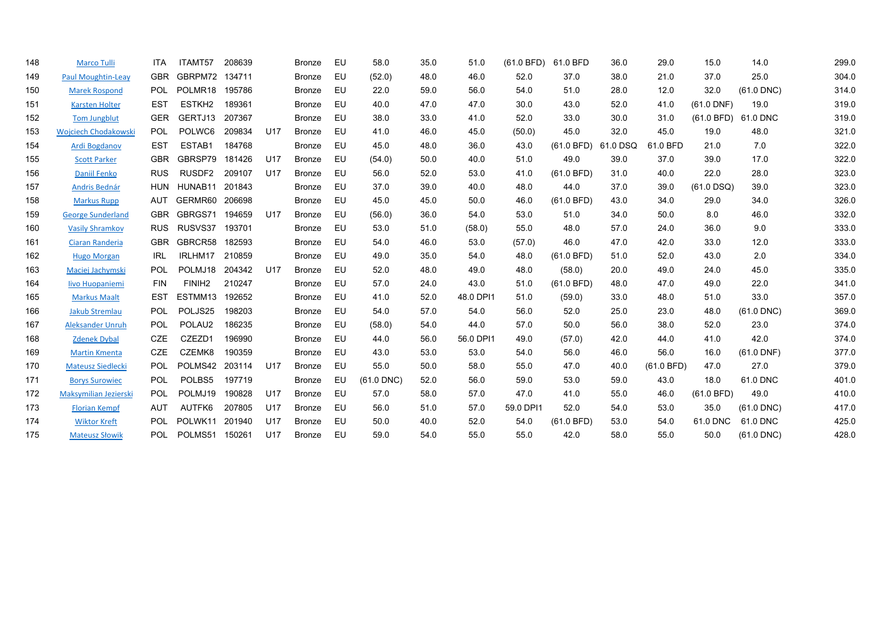| | | | | | | | | | | | | | | | | | | |
|---|---|---|---|---|---|---|---|---|---|---|---|---|---|---|---|---|---|---|
| 148 | Marco Tulli | ITA | ITAMT57 | 208639 | | Bronze | EU | 58.0 | 35.0 | 51.0 | (61.0 BFD) | 61.0 BFD | 36.0 | 29.0 | 15.0 | 14.0 | | 299.0 |
| 149 | Paul Moughtin-Leay | GBR | GBRPM72 | 134711 | | Bronze | EU | (52.0) | 48.0 | 46.0 | 52.0 | 37.0 | 38.0 | 21.0 | 37.0 | 25.0 | | 304.0 |
| 150 | Marek Rospond | POL | POLMR18 | 195786 | | Bronze | EU | 22.0 | 59.0 | 56.0 | 54.0 | 51.0 | 28.0 | 12.0 | 32.0 | (61.0 DNC) | | 314.0 |
| 151 | Karsten Holter | EST | ESTKH2 | 189361 | | Bronze | EU | 40.0 | 47.0 | 47.0 | 30.0 | 43.0 | 52.0 | 41.0 | (61.0 DNF) | 19.0 | | 319.0 |
| 152 | Tom Jungblut | GER | GERTJ13 | 207367 | | Bronze | EU | 38.0 | 33.0 | 41.0 | 52.0 | 33.0 | 30.0 | 31.0 | (61.0 BFD) | 61.0 DNC | | 319.0 |
| 153 | Wojciech Chodakowski | POL | POLWC6 | 209834 | U17 | Bronze | EU | 41.0 | 46.0 | 45.0 | (50.0) | 45.0 | 32.0 | 45.0 | 19.0 | 48.0 | | 321.0 |
| 154 | Ardi Bogdanov | EST | ESTAB1 | 184768 | | Bronze | EU | 45.0 | 48.0 | 36.0 | 43.0 | (61.0 BFD) | 61.0 DSQ | 61.0 BFD | 21.0 | 7.0 | | 322.0 |
| 155 | Scott Parker | GBR | GBRSP79 | 181426 | U17 | Bronze | EU | (54.0) | 50.0 | 40.0 | 51.0 | 49.0 | 39.0 | 37.0 | 39.0 | 17.0 | | 322.0 |
| 156 | Daniil Fenko | RUS | RUSDF2 | 209107 | U17 | Bronze | EU | 56.0 | 52.0 | 53.0 | 41.0 | (61.0 BFD) | 31.0 | 40.0 | 22.0 | 28.0 | | 323.0 |
| 157 | Andris Bednár | HUN | HUNAB11 | 201843 | | Bronze | EU | 37.0 | 39.0 | 40.0 | 48.0 | 44.0 | 37.0 | 39.0 | (61.0 DSQ) | 39.0 | | 323.0 |
| 158 | Markus Rupp | AUT | GERMR60 | 206698 | | Bronze | EU | 45.0 | 45.0 | 50.0 | 46.0 | (61.0 BFD) | 43.0 | 34.0 | 29.0 | 34.0 | | 326.0 |
| 159 | George Sunderland | GBR | GBRGS71 | 194659 | U17 | Bronze | EU | (56.0) | 36.0 | 54.0 | 53.0 | 51.0 | 34.0 | 50.0 | 8.0 | 46.0 | | 332.0 |
| 160 | Vasily Shramkov | RUS | RUSVS37 | 193701 | | Bronze | EU | 53.0 | 51.0 | (58.0) | 55.0 | 48.0 | 57.0 | 24.0 | 36.0 | 9.0 | | 333.0 |
| 161 | Ciaran Randeria | GBR | GBRCR58 | 182593 | | Bronze | EU | 54.0 | 46.0 | 53.0 | (57.0) | 46.0 | 47.0 | 42.0 | 33.0 | 12.0 | | 333.0 |
| 162 | Hugo Morgan | IRL | IRLHM17 | 210859 | | Bronze | EU | 49.0 | 35.0 | 54.0 | 48.0 | (61.0 BFD) | 51.0 | 52.0 | 43.0 | 2.0 | | 334.0 |
| 163 | Maciej Jachymski | POL | POLMJ18 | 204342 | U17 | Bronze | EU | 52.0 | 48.0 | 49.0 | 48.0 | (58.0) | 20.0 | 49.0 | 24.0 | 45.0 | | 335.0 |
| 164 | Iivo Huopaniemi | FIN | FINIH2 | 210247 | | Bronze | EU | 57.0 | 24.0 | 43.0 | 51.0 | (61.0 BFD) | 48.0 | 47.0 | 49.0 | 22.0 | | 341.0 |
| 165 | Markus Maalt | EST | ESTMM13 | 192652 | | Bronze | EU | 41.0 | 52.0 | 48.0 DPI1 | 51.0 | (59.0) | 33.0 | 48.0 | 51.0 | 33.0 | | 357.0 |
| 166 | Jakub Stremlau | POL | POLJS25 | 198203 | | Bronze | EU | 54.0 | 57.0 | 54.0 | 56.0 | 52.0 | 25.0 | 23.0 | 48.0 | (61.0 DNC) | | 369.0 |
| 167 | Aleksander Unruh | POL | POLAU2 | 186235 | | Bronze | EU | (58.0) | 54.0 | 44.0 | 57.0 | 50.0 | 56.0 | 38.0 | 52.0 | 23.0 | | 374.0 |
| 168 | Zdenek Dybal | CZE | CZEZD1 | 196990 | | Bronze | EU | 44.0 | 56.0 | 56.0 DPI1 | 49.0 | (57.0) | 42.0 | 44.0 | 41.0 | 42.0 | | 374.0 |
| 169 | Martin Kmenta | CZE | CZEMK8 | 190359 | | Bronze | EU | 43.0 | 53.0 | 53.0 | 54.0 | 56.0 | 46.0 | 56.0 | 16.0 | (61.0 DNF) | | 377.0 |
| 170 | Mateusz Siedlecki | POL | POLMS42 | 203114 | U17 | Bronze | EU | 55.0 | 50.0 | 58.0 | 55.0 | 47.0 | 40.0 | (61.0 BFD) | 47.0 | 27.0 | | 379.0 |
| 171 | Borys Surowiec | POL | POLBS5 | 197719 | | Bronze | EU | (61.0 DNC) | 52.0 | 56.0 | 59.0 | 53.0 | 59.0 | 43.0 | 18.0 | 61.0 DNC | | 401.0 |
| 172 | Maksymilian Jezierski | POL | POLMJ19 | 190828 | U17 | Bronze | EU | 57.0 | 58.0 | 57.0 | 47.0 | 41.0 | 55.0 | 46.0 | (61.0 BFD) | 49.0 | | 410.0 |
| 173 | Florian Kempf | AUT | AUTFK6 | 207805 | U17 | Bronze | EU | 56.0 | 51.0 | 57.0 | 59.0 DPI1 | 52.0 | 54.0 | 53.0 | 35.0 | (61.0 DNC) | | 417.0 |
| 174 | Wiktor Kreft | POL | POLWK11 | 201940 | U17 | Bronze | EU | 50.0 | 40.0 | 52.0 | 54.0 | (61.0 BFD) | 53.0 | 54.0 | 61.0 DNC | 61.0 DNC | | 425.0 |
| 175 | Mateusz Słowik | POL | POLMS51 | 150261 | U17 | Bronze | EU | 59.0 | 54.0 | 55.0 | 55.0 | 42.0 | 58.0 | 55.0 | 50.0 | (61.0 DNC) | | 428.0 |